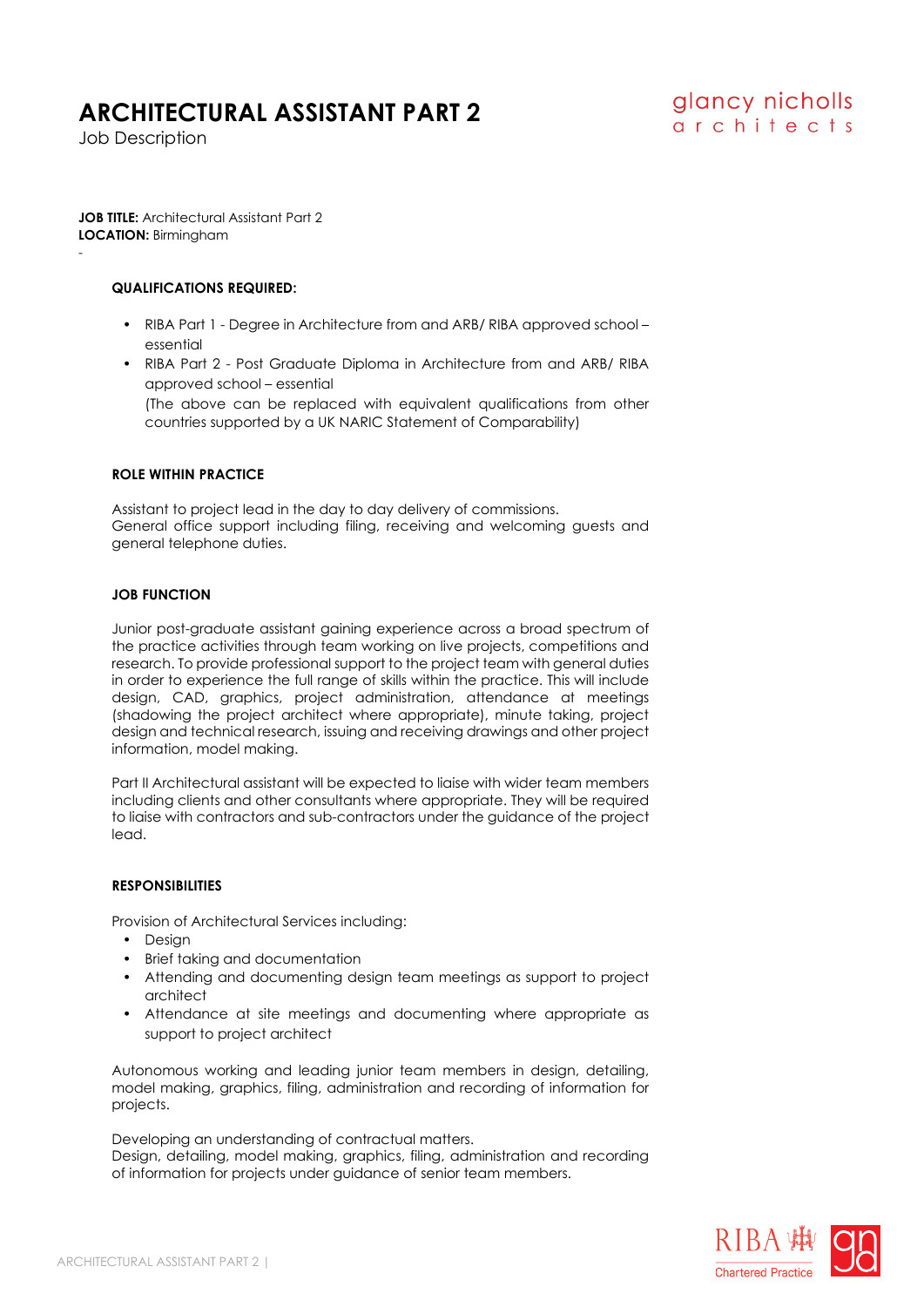# ARCHITECTURAL ASSISTANT PART 2

Job Description

glancy nicholls architects

**JOB TITLE:** Architectural Assistant Part 2
**LOCATION:** Birmingham

-

**QUALIFICATIONS REQUIRED:**

- RIBA Part 1 - Degree in Architecture from and ARB/ RIBA approved school – essential
- RIBA Part 2 - Post Graduate Diploma in Architecture from and ARB/ RIBA approved school – essential
  (The above can be replaced with equivalent qualifications from other countries supported by a UK NARIC Statement of Comparability)

**ROLE WITHIN PRACTICE**

Assistant to project lead in the day to day delivery of commissions.
General office support including filing, receiving and welcoming guests and general telephone duties.

**JOB FUNCTION**

Junior post-graduate assistant gaining experience across a broad spectrum of the practice activities through team working on live projects, competitions and research. To provide professional support to the project team with general duties in order to experience the full range of skills within the practice. This will include design, CAD, graphics, project administration, attendance at meetings (shadowing the project architect where appropriate), minute taking, project design and technical research, issuing and receiving drawings and other project information, model making.

Part II Architectural assistant will be expected to liaise with wider team members including clients and other consultants where appropriate. They will be required to liaise with contractors and sub-contractors under the guidance of the project lead.

**RESPONSIBILITIES**

Provision of Architectural Services including:

- Design
- Brief taking and documentation
- Attending and documenting design team meetings as support to project architect
- Attendance at site meetings and documenting where appropriate as support to project architect

Autonomous working and leading junior team members in design, detailing, model making, graphics, filing, administration and recording of information for projects.

Developing an understanding of contractual matters.
Design, detailing, model making, graphics, filing, administration and recording of information for projects under guidance of senior team members.

RIBA Chartered Practice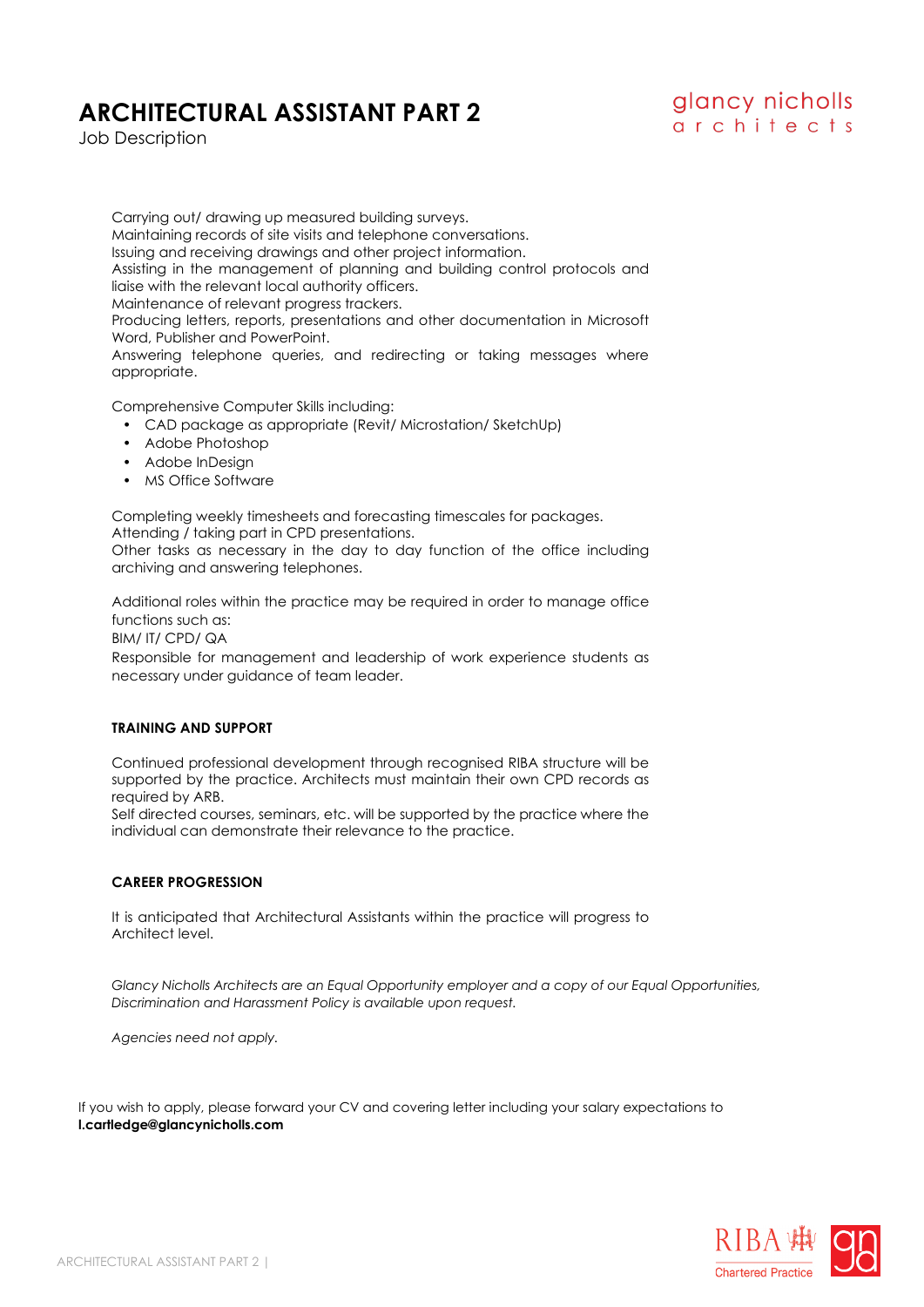# ARCHITECTURAL ASSISTANT PART 2

Job Description

glancy nicholls architects

Carrying out/ drawing up measured building surveys.
Maintaining records of site visits and telephone conversations.
Issuing and receiving drawings and other project information.
Assisting in the management of planning and building control protocols and liaise with the relevant local authority officers.
Maintenance of relevant progress trackers.
Producing letters, reports, presentations and other documentation in Microsoft Word, Publisher and PowerPoint.
Answering telephone queries, and redirecting or taking messages where appropriate.

Comprehensive Computer Skills including:

- CAD package as appropriate (Revit/ Microstation/ SketchUp)
- Adobe Photoshop
- Adobe InDesign
- MS Office Software

Completing weekly timesheets and forecasting timescales for packages.
Attending / taking part in CPD presentations.
Other tasks as necessary in the day to day function of the office including archiving and answering telephones.

Additional roles within the practice may be required in order to manage office functions such as:
BIM/ IT/ CPD/ QA
Responsible for management and leadership of work experience students as necessary under guidance of team leader.

**TRAINING AND SUPPORT**

Continued professional development through recognised RIBA structure will be supported by the practice. Architects must maintain their own CPD records as required by ARB.
Self directed courses, seminars, etc. will be supported by the practice where the individual can demonstrate their relevance to the practice.

**CAREER PROGRESSION**

It is anticipated that Architectural Assistants within the practice will progress to Architect level.

*Glancy Nicholls Architects are an Equal Opportunity employer and a copy of our Equal Opportunities, Discrimination and Harassment Policy is available upon request.*

*Agencies need not apply.*

If you wish to apply, please forward your CV and covering letter including your salary expectations to **l.cartledge@glancynicholls.com**

RIBA Chartered Practice